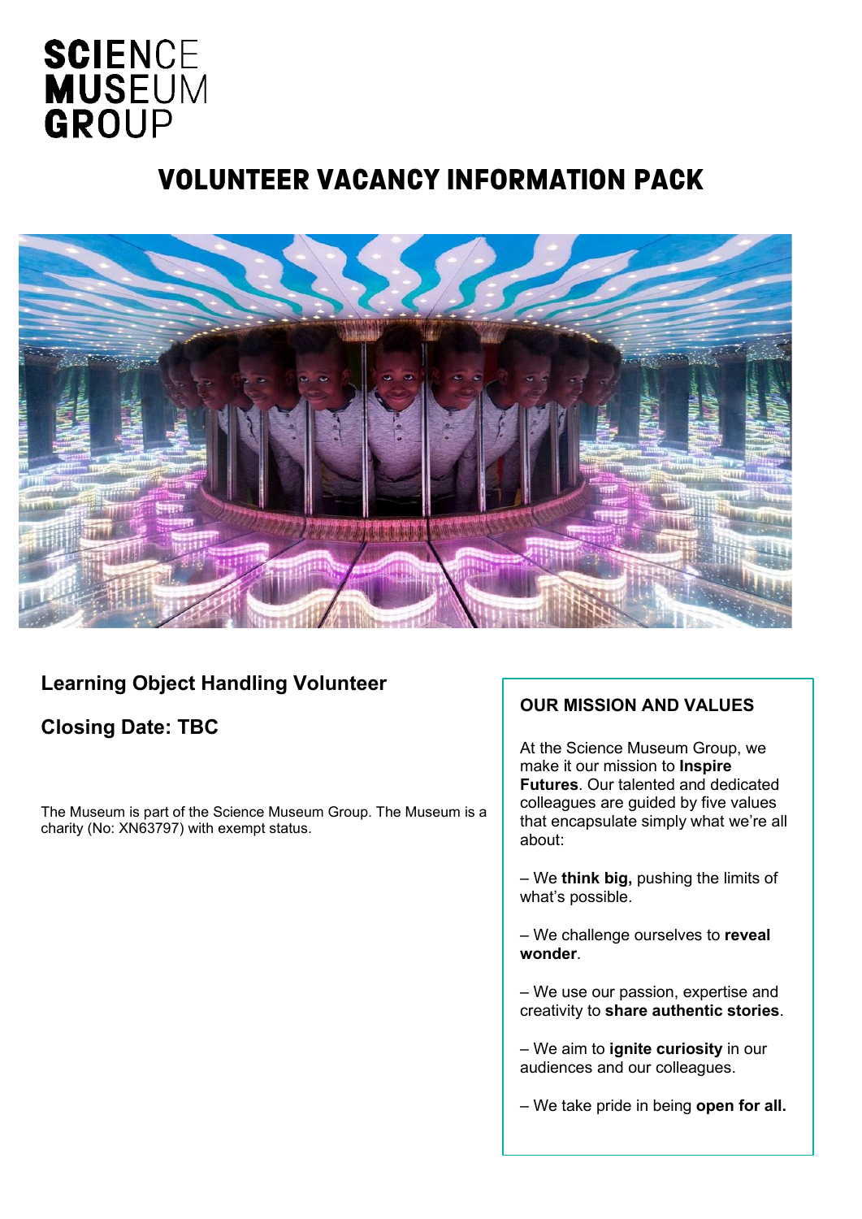SCIENCE
MUSEUM
GROUP

# VOLUNTEER VACANCY INFORMATION PACK

## Learning Object Handling Volunteer

## Closing Date: TBC

The Museum is part of the Science Museum Group. The Museum is a charity (No: XN63797) with exempt status.

### OUR MISSION AND VALUES

At the Science Museum Group, we make it our mission to **Inspire Futures**. Our talented and dedicated colleagues are guided by five values that encapsulate simply what we're all about:

– We **think big,** pushing the limits of what's possible.

– We challenge ourselves to **reveal wonder**.

– We use our passion, expertise and creativity to **share authentic stories**.

– We aim to **ignite curiosity** in our audiences and our colleagues.

– We take pride in being **open for all.**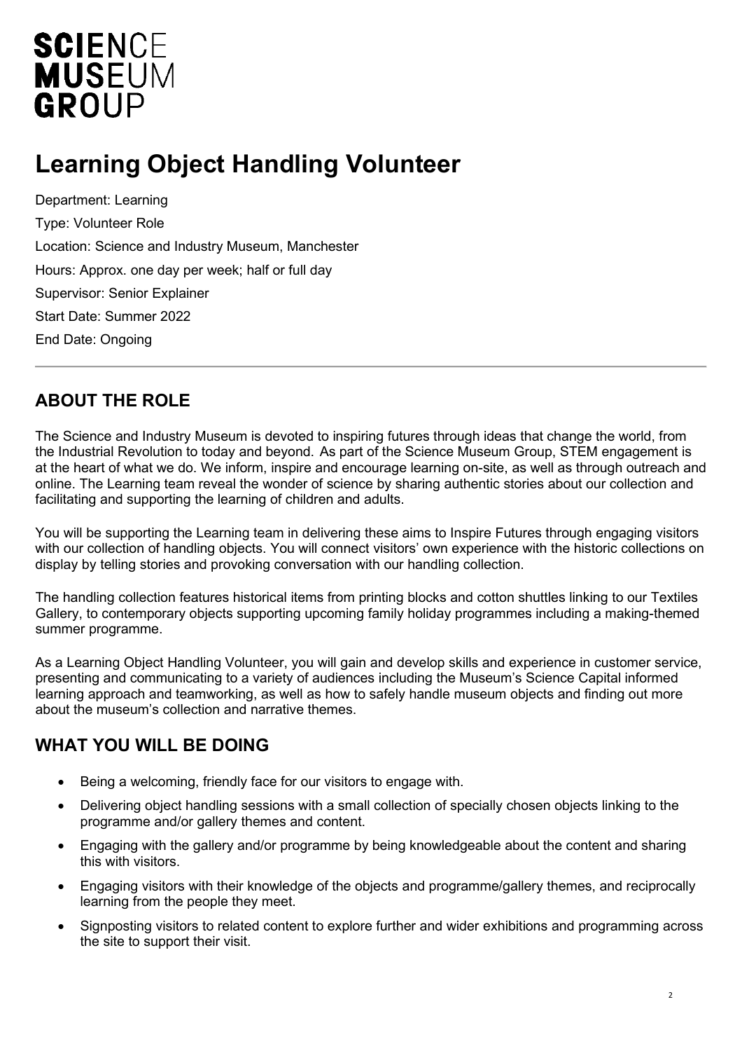SCIENCE
MUSEUM
GROUP

# Learning Object Handling Volunteer

Department: Learning

Type: Volunteer Role

Location: Science and Industry Museum, Manchester

Hours: Approx. one day per week; half or full day

Supervisor: Senior Explainer

Start Date: Summer 2022

End Date: Ongoing

---

## ABOUT THE ROLE

The Science and Industry Museum is devoted to inspiring futures through ideas that change the world, from the Industrial Revolution to today and beyond. As part of the Science Museum Group, STEM engagement is at the heart of what we do. We inform, inspire and encourage learning on-site, as well as through outreach and online. The Learning team reveal the wonder of science by sharing authentic stories about our collection and facilitating and supporting the learning of children and adults.

You will be supporting the Learning team in delivering these aims to Inspire Futures through engaging visitors with our collection of handling objects. You will connect visitors' own experience with the historic collections on display by telling stories and provoking conversation with our handling collection.

The handling collection features historical items from printing blocks and cotton shuttles linking to our Textiles Gallery, to contemporary objects supporting upcoming family holiday programmes including a making-themed summer programme.

As a Learning Object Handling Volunteer, you will gain and develop skills and experience in customer service, presenting and communicating to a variety of audiences including the Museum's Science Capital informed learning approach and teamworking, as well as how to safely handle museum objects and finding out more about the museum's collection and narrative themes.

## WHAT YOU WILL BE DOING

- Being a welcoming, friendly face for our visitors to engage with.
- Delivering object handling sessions with a small collection of specially chosen objects linking to the programme and/or gallery themes and content.
- Engaging with the gallery and/or programme by being knowledgeable about the content and sharing this with visitors.
- Engaging visitors with their knowledge of the objects and programme/gallery themes, and reciprocally learning from the people they meet.
- Signposting visitors to related content to explore further and wider exhibitions and programming across the site to support their visit.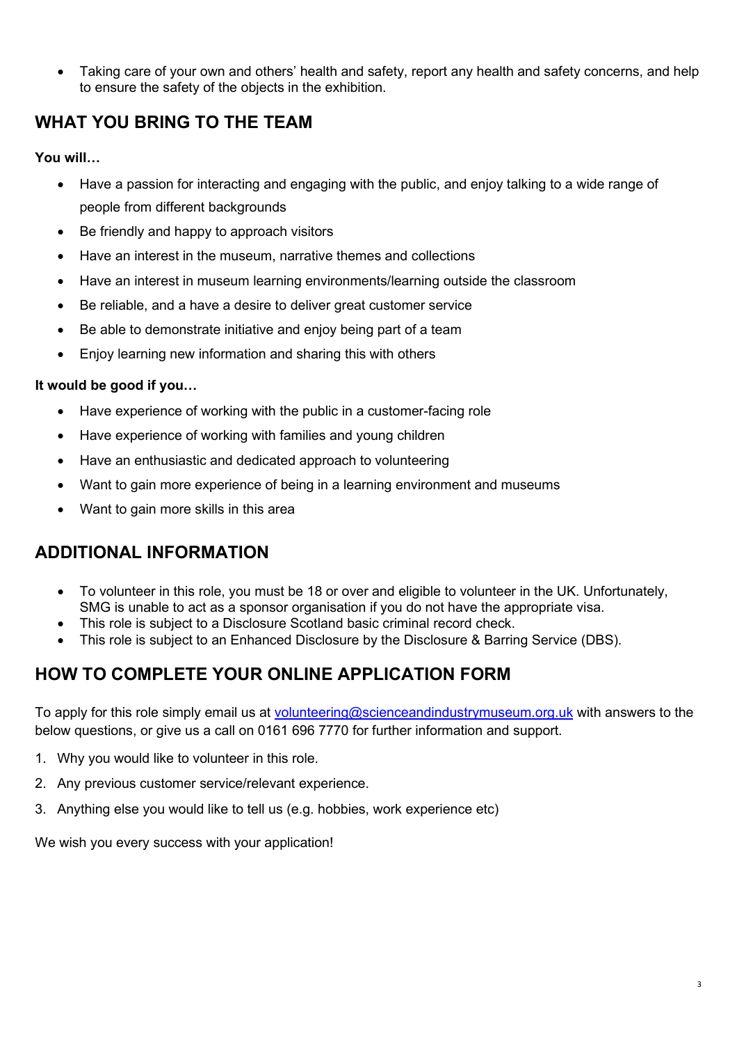- Taking care of your own and others' health and safety, report any health and safety concerns, and help to ensure the safety of the objects in the exhibition.

## WHAT YOU BRING TO THE TEAM

**You will…**

- Have a passion for interacting and engaging with the public, and enjoy talking to a wide range of people from different backgrounds
- Be friendly and happy to approach visitors
- Have an interest in the museum, narrative themes and collections
- Have an interest in museum learning environments/learning outside the classroom
- Be reliable, and a have a desire to deliver great customer service
- Be able to demonstrate initiative and enjoy being part of a team
- Enjoy learning new information and sharing this with others

**It would be good if you…**

- Have experience of working with the public in a customer-facing role
- Have experience of working with families and young children
- Have an enthusiastic and dedicated approach to volunteering
- Want to gain more experience of being in a learning environment and museums
- Want to gain more skills in this area

## ADDITIONAL INFORMATION

- To volunteer in this role, you must be 18 or over and eligible to volunteer in the UK. Unfortunately, SMG is unable to act as a sponsor organisation if you do not have the appropriate visa.
- This role is subject to a Disclosure Scotland basic criminal record check.
- This role is subject to an Enhanced Disclosure by the Disclosure & Barring Service (DBS).

## HOW TO COMPLETE YOUR ONLINE APPLICATION FORM

To apply for this role simply email us at volunteering@scienceandindustrymuseum.org.uk with answers to the below questions, or give us a call on 0161 696 7770 for further information and support.

1. Why you would like to volunteer in this role.
2. Any previous customer service/relevant experience.
3. Anything else you would like to tell us (e.g. hobbies, work experience etc)

We wish you every success with your application!